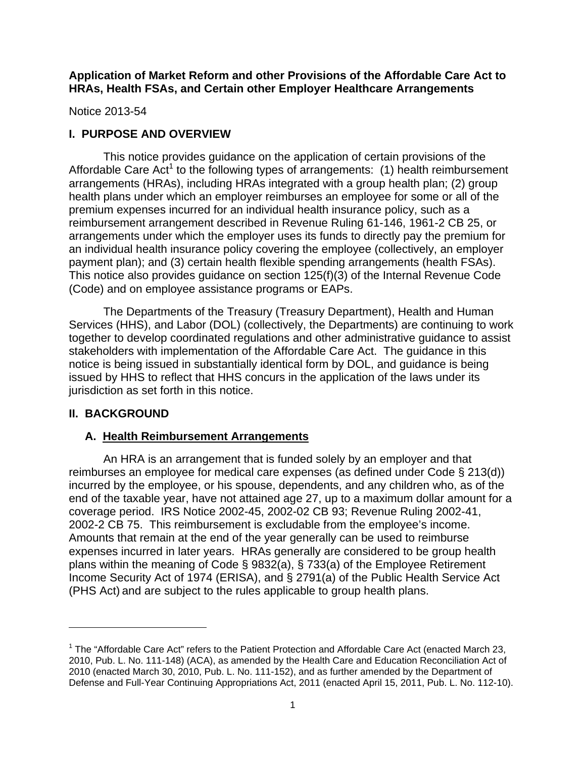**Application of Market Reform and other Provisions of the Affordable Care Act to HRAs, Health FSAs, and Certain other Employer Healthcare Arrangements**

Notice 2013-54

## I. PURPOSE AND OVERVIEW

This notice provides guidance on the application of certain provisions of the Affordable Care Act[1] to the following types of arrangements: (1) health reimbursement arrangements (HRAs), including HRAs integrated with a group health plan; (2) group health plans under which an employer reimburses an employee for some or all of the premium expenses incurred for an individual health insurance policy, such as a reimbursement arrangement described in Revenue Ruling 61-146, 1961-2 CB 25, or arrangements under which the employer uses its funds to directly pay the premium for an individual health insurance policy covering the employee (collectively, an employer payment plan); and (3) certain health flexible spending arrangements (health FSAs). This notice also provides guidance on section 125(f)(3) of the Internal Revenue Code (Code) and on employee assistance programs or EAPs.

The Departments of the Treasury (Treasury Department), Health and Human Services (HHS), and Labor (DOL) (collectively, the Departments) are continuing to work together to develop coordinated regulations and other administrative guidance to assist stakeholders with implementation of the Affordable Care Act. The guidance in this notice is being issued in substantially identical form by DOL, and guidance is being issued by HHS to reflect that HHS concurs in the application of the laws under its jurisdiction as set forth in this notice.

## II. BACKGROUND

### A. Health Reimbursement Arrangements

An HRA is an arrangement that is funded solely by an employer and that reimburses an employee for medical care expenses (as defined under Code § 213(d)) incurred by the employee, or his spouse, dependents, and any children who, as of the end of the taxable year, have not attained age 27, up to a maximum dollar amount for a coverage period. IRS Notice 2002-45, 2002-02 CB 93; Revenue Ruling 2002-41, 2002-2 CB 75. This reimbursement is excludable from the employee's income. Amounts that remain at the end of the year generally can be used to reimburse expenses incurred in later years. HRAs generally are considered to be group health plans within the meaning of Code § 9832(a), § 733(a) of the Employee Retirement Income Security Act of 1974 (ERISA), and § 2791(a) of the Public Health Service Act (PHS Act) and are subject to the rules applicable to group health plans.

---

[1] The "Affordable Care Act" refers to the Patient Protection and Affordable Care Act (enacted March 23, 2010, Pub. L. No. 111-148) (ACA), as amended by the Health Care and Education Reconciliation Act of 2010 (enacted March 30, 2010, Pub. L. No. 111-152), and as further amended by the Department of Defense and Full-Year Continuing Appropriations Act, 2011 (enacted April 15, 2011, Pub. L. No. 112-10).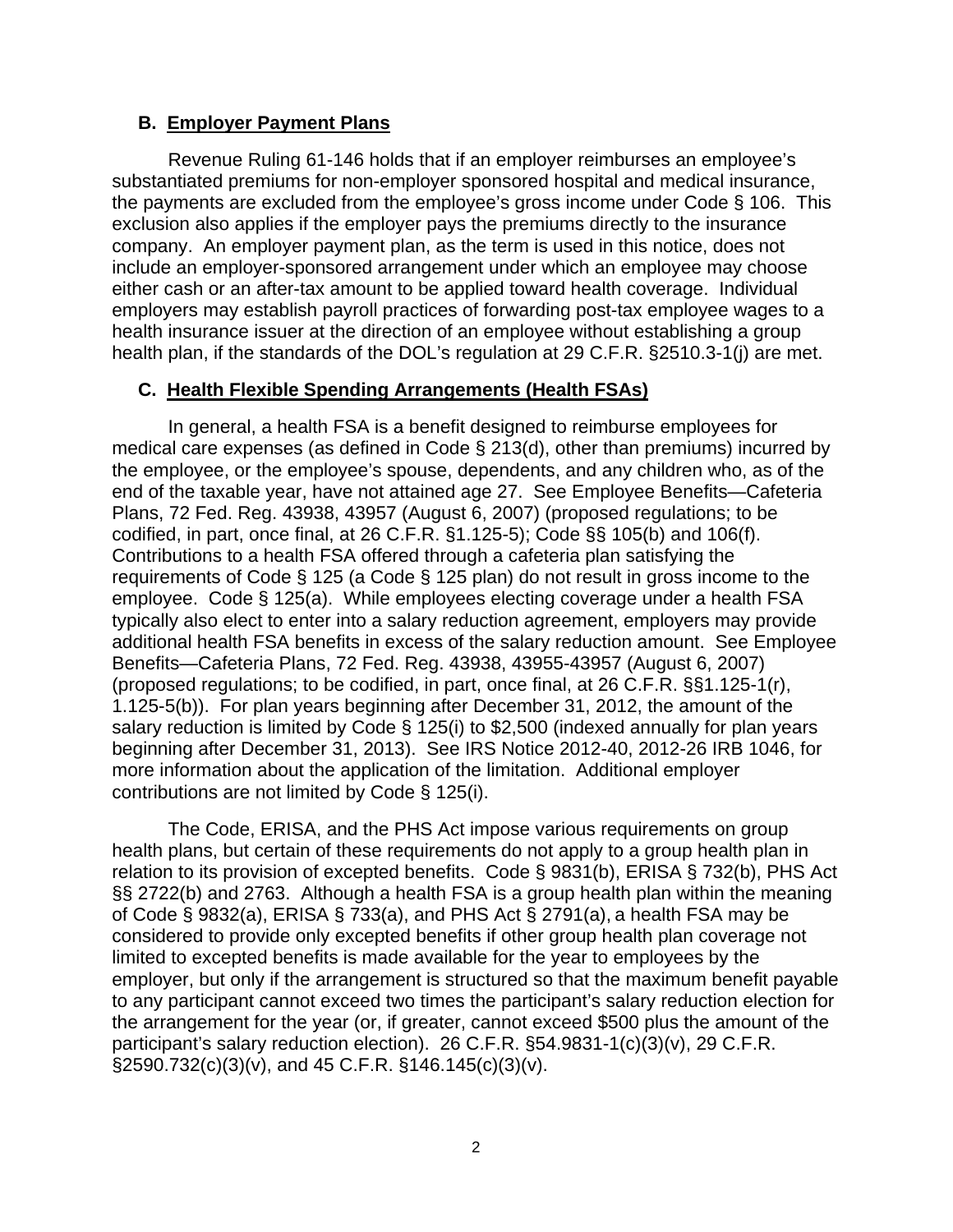### B. Employer Payment Plans

Revenue Ruling 61-146 holds that if an employer reimburses an employee's substantiated premiums for non-employer sponsored hospital and medical insurance, the payments are excluded from the employee's gross income under Code § 106. This exclusion also applies if the employer pays the premiums directly to the insurance company. An employer payment plan, as the term is used in this notice, does not include an employer-sponsored arrangement under which an employee may choose either cash or an after-tax amount to be applied toward health coverage. Individual employers may establish payroll practices of forwarding post-tax employee wages to a health insurance issuer at the direction of an employee without establishing a group health plan, if the standards of the DOL's regulation at 29 C.F.R. §2510.3-1(j) are met.

### C. Health Flexible Spending Arrangements (Health FSAs)

In general, a health FSA is a benefit designed to reimburse employees for medical care expenses (as defined in Code § 213(d), other than premiums) incurred by the employee, or the employee's spouse, dependents, and any children who, as of the end of the taxable year, have not attained age 27. See Employee Benefits—Cafeteria Plans, 72 Fed. Reg. 43938, 43957 (August 6, 2007) (proposed regulations; to be codified, in part, once final, at 26 C.F.R. §1.125-5); Code §§ 105(b) and 106(f). Contributions to a health FSA offered through a cafeteria plan satisfying the requirements of Code § 125 (a Code § 125 plan) do not result in gross income to the employee. Code § 125(a). While employees electing coverage under a health FSA typically also elect to enter into a salary reduction agreement, employers may provide additional health FSA benefits in excess of the salary reduction amount. See Employee Benefits—Cafeteria Plans, 72 Fed. Reg. 43938, 43955-43957 (August 6, 2007) (proposed regulations; to be codified, in part, once final, at 26 C.F.R. §§1.125-1(r), 1.125-5(b)). For plan years beginning after December 31, 2012, the amount of the salary reduction is limited by Code § 125(i) to $2,500 (indexed annually for plan years beginning after December 31, 2013). See IRS Notice 2012-40, 2012-26 IRB 1046, for more information about the application of the limitation. Additional employer contributions are not limited by Code § 125(i).

The Code, ERISA, and the PHS Act impose various requirements on group health plans, but certain of these requirements do not apply to a group health plan in relation to its provision of excepted benefits. Code § 9831(b), ERISA § 732(b), PHS Act §§ 2722(b) and 2763. Although a health FSA is a group health plan within the meaning of Code § 9832(a), ERISA § 733(a), and PHS Act § 2791(a), a health FSA may be considered to provide only excepted benefits if other group health plan coverage not limited to excepted benefits is made available for the year to employees by the employer, but only if the arrangement is structured so that the maximum benefit payable to any participant cannot exceed two times the participant's salary reduction election for the arrangement for the year (or, if greater, cannot exceed $500 plus the amount of the participant's salary reduction election). 26 C.F.R. §54.9831-1(c)(3)(v), 29 C.F.R. §2590.732(c)(3)(v), and 45 C.F.R. §146.145(c)(3)(v).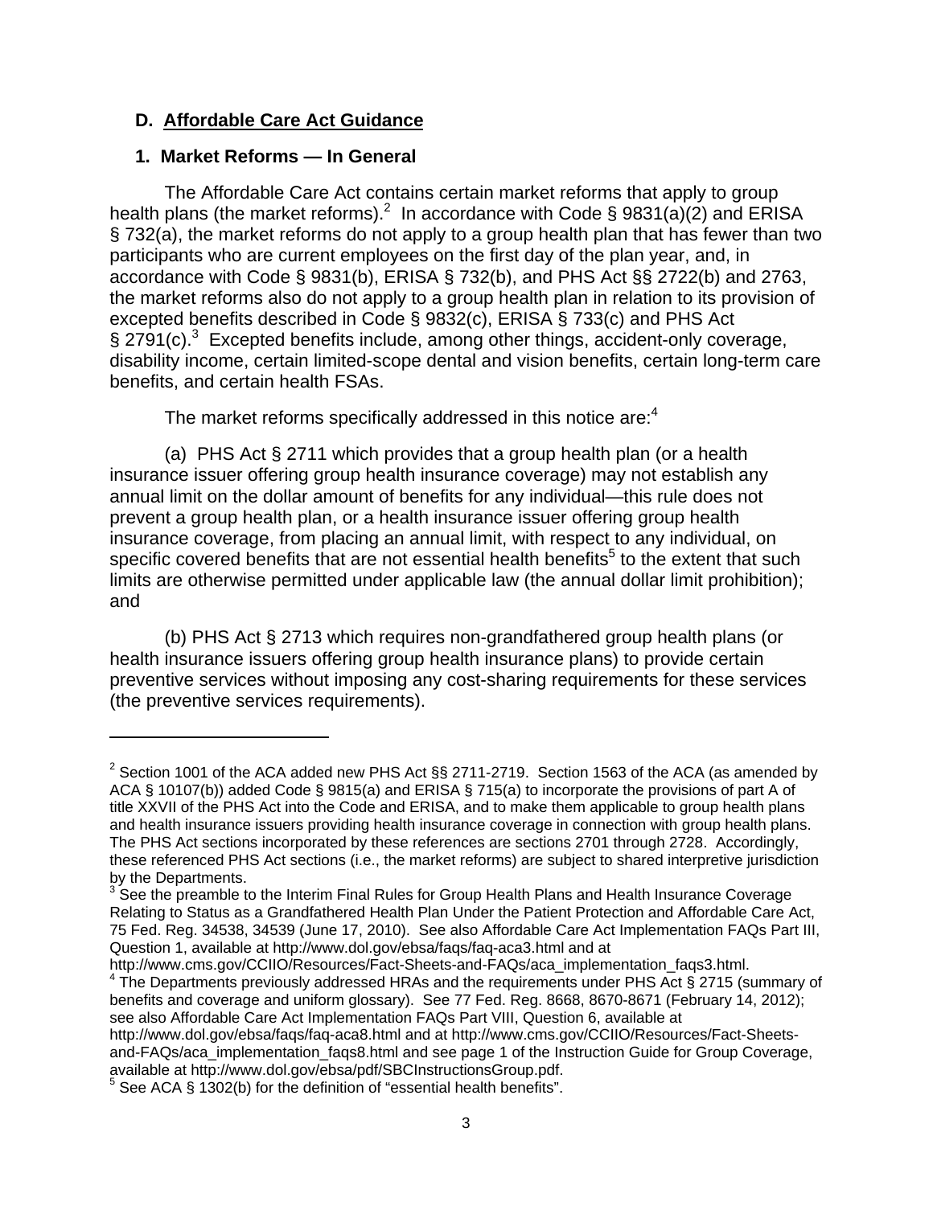## D. Affordable Care Act Guidance

### 1. Market Reforms — In General

The Affordable Care Act contains certain market reforms that apply to group health plans (the market reforms).[2] In accordance with Code § 9831(a)(2) and ERISA § 732(a), the market reforms do not apply to a group health plan that has fewer than two participants who are current employees on the first day of the plan year, and, in accordance with Code § 9831(b), ERISA § 732(b), and PHS Act §§ 2722(b) and 2763, the market reforms also do not apply to a group health plan in relation to its provision of excepted benefits described in Code § 9832(c), ERISA § 733(c) and PHS Act § 2791(c).[3] Excepted benefits include, among other things, accident-only coverage, disability income, certain limited-scope dental and vision benefits, certain long-term care benefits, and certain health FSAs.

The market reforms specifically addressed in this notice are:[4]

(a) PHS Act § 2711 which provides that a group health plan (or a health insurance issuer offering group health insurance coverage) may not establish any annual limit on the dollar amount of benefits for any individual—this rule does not prevent a group health plan, or a health insurance issuer offering group health insurance coverage, from placing an annual limit, with respect to any individual, on specific covered benefits that are not essential health benefits[5] to the extent that such limits are otherwise permitted under applicable law (the annual dollar limit prohibition); and

(b) PHS Act § 2713 which requires non-grandfathered group health plans (or health insurance issuers offering group health insurance plans) to provide certain preventive services without imposing any cost-sharing requirements for these services (the preventive services requirements).

---

[2] Section 1001 of the ACA added new PHS Act §§ 2711-2719. Section 1563 of the ACA (as amended by ACA § 10107(b)) added Code § 9815(a) and ERISA § 715(a) to incorporate the provisions of part A of title XXVII of the PHS Act into the Code and ERISA, and to make them applicable to group health plans and health insurance issuers providing health insurance coverage in connection with group health plans. The PHS Act sections incorporated by these references are sections 2701 through 2728. Accordingly, these referenced PHS Act sections (i.e., the market reforms) are subject to shared interpretive jurisdiction by the Departments.

[3] See the preamble to the Interim Final Rules for Group Health Plans and Health Insurance Coverage Relating to Status as a Grandfathered Health Plan Under the Patient Protection and Affordable Care Act, 75 Fed. Reg. 34538, 34539 (June 17, 2010). See also Affordable Care Act Implementation FAQs Part III, Question 1, available at http://www.dol.gov/ebsa/faqs/faq-aca3.html and at http://www.cms.gov/CCIIO/Resources/Fact-Sheets-and-FAQs/aca_implementation_faqs3.html.

[4] The Departments previously addressed HRAs and the requirements under PHS Act § 2715 (summary of benefits and coverage and uniform glossary). See 77 Fed. Reg. 8668, 8670-8671 (February 14, 2012); see also Affordable Care Act Implementation FAQs Part VIII, Question 6, available at http://www.dol.gov/ebsa/faqs/faq-aca8.html and at http://www.cms.gov/CCIIO/Resources/Fact-Sheets-and-FAQs/aca_implementation_faqs8.html and see page 1 of the Instruction Guide for Group Coverage, available at http://www.dol.gov/ebsa/pdf/SBCInstructionsGroup.pdf.

[5] See ACA § 1302(b) for the definition of "essential health benefits".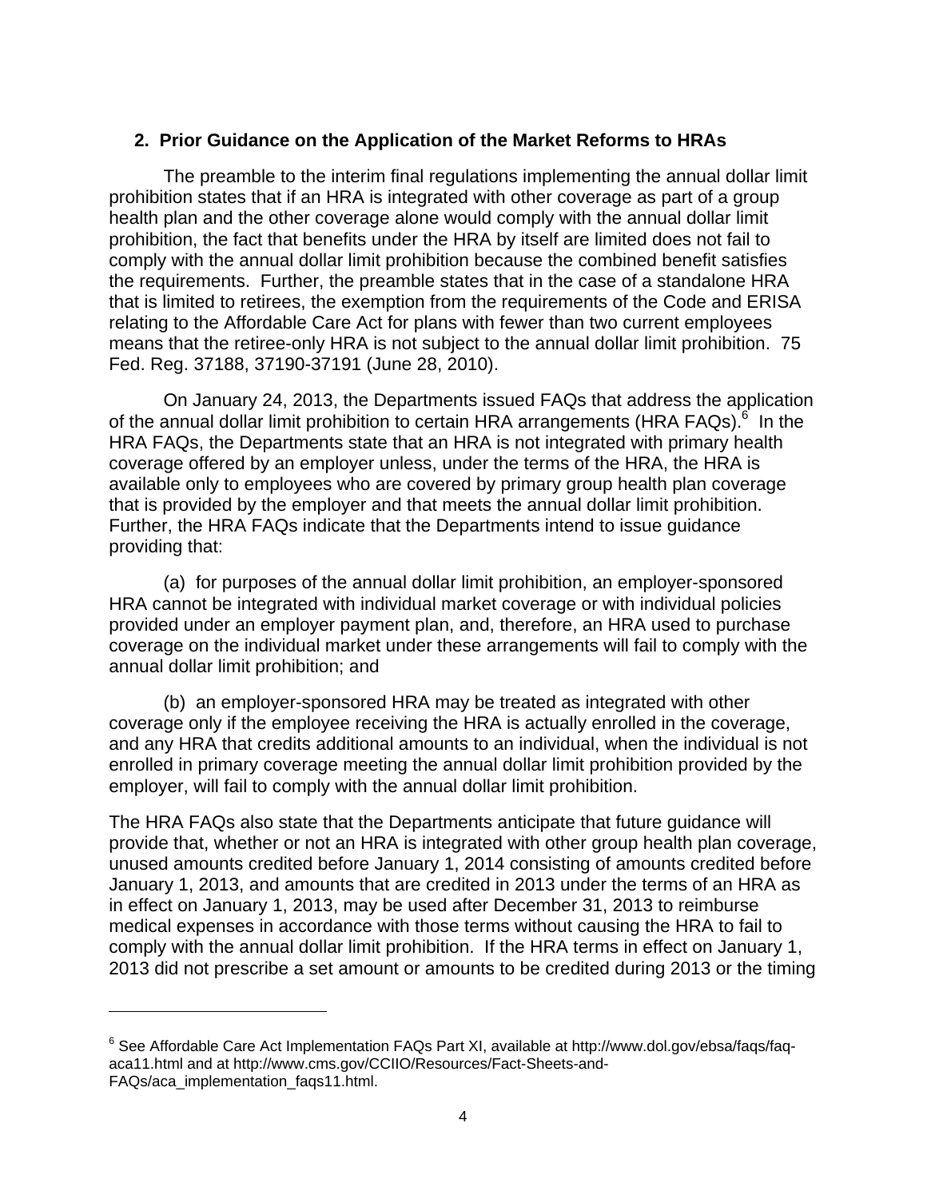## 2. Prior Guidance on the Application of the Market Reforms to HRAs

The preamble to the interim final regulations implementing the annual dollar limit prohibition states that if an HRA is integrated with other coverage as part of a group health plan and the other coverage alone would comply with the annual dollar limit prohibition, the fact that benefits under the HRA by itself are limited does not fail to comply with the annual dollar limit prohibition because the combined benefit satisfies the requirements. Further, the preamble states that in the case of a standalone HRA that is limited to retirees, the exemption from the requirements of the Code and ERISA relating to the Affordable Care Act for plans with fewer than two current employees means that the retiree-only HRA is not subject to the annual dollar limit prohibition. 75 Fed. Reg. 37188, 37190-37191 (June 28, 2010).

On January 24, 2013, the Departments issued FAQs that address the application of the annual dollar limit prohibition to certain HRA arrangements (HRA FAQs).[6] In the HRA FAQs, the Departments state that an HRA is not integrated with primary health coverage offered by an employer unless, under the terms of the HRA, the HRA is available only to employees who are covered by primary group health plan coverage that is provided by the employer and that meets the annual dollar limit prohibition. Further, the HRA FAQs indicate that the Departments intend to issue guidance providing that:

(a) for purposes of the annual dollar limit prohibition, an employer-sponsored HRA cannot be integrated with individual market coverage or with individual policies provided under an employer payment plan, and, therefore, an HRA used to purchase coverage on the individual market under these arrangements will fail to comply with the annual dollar limit prohibition; and

(b) an employer-sponsored HRA may be treated as integrated with other coverage only if the employee receiving the HRA is actually enrolled in the coverage, and any HRA that credits additional amounts to an individual, when the individual is not enrolled in primary coverage meeting the annual dollar limit prohibition provided by the employer, will fail to comply with the annual dollar limit prohibition.

The HRA FAQs also state that the Departments anticipate that future guidance will provide that, whether or not an HRA is integrated with other group health plan coverage, unused amounts credited before January 1, 2014 consisting of amounts credited before January 1, 2013, and amounts that are credited in 2013 under the terms of an HRA as in effect on January 1, 2013, may be used after December 31, 2013 to reimburse medical expenses in accordance with those terms without causing the HRA to fail to comply with the annual dollar limit prohibition. If the HRA terms in effect on January 1, 2013 did not prescribe a set amount or amounts to be credited during 2013 or the timing

[6] See Affordable Care Act Implementation FAQs Part XI, available at http://www.dol.gov/ebsa/faqs/faq-aca11.html and at http://www.cms.gov/CCIIO/Resources/Fact-Sheets-and-FAQs/aca_implementation_faqs11.html.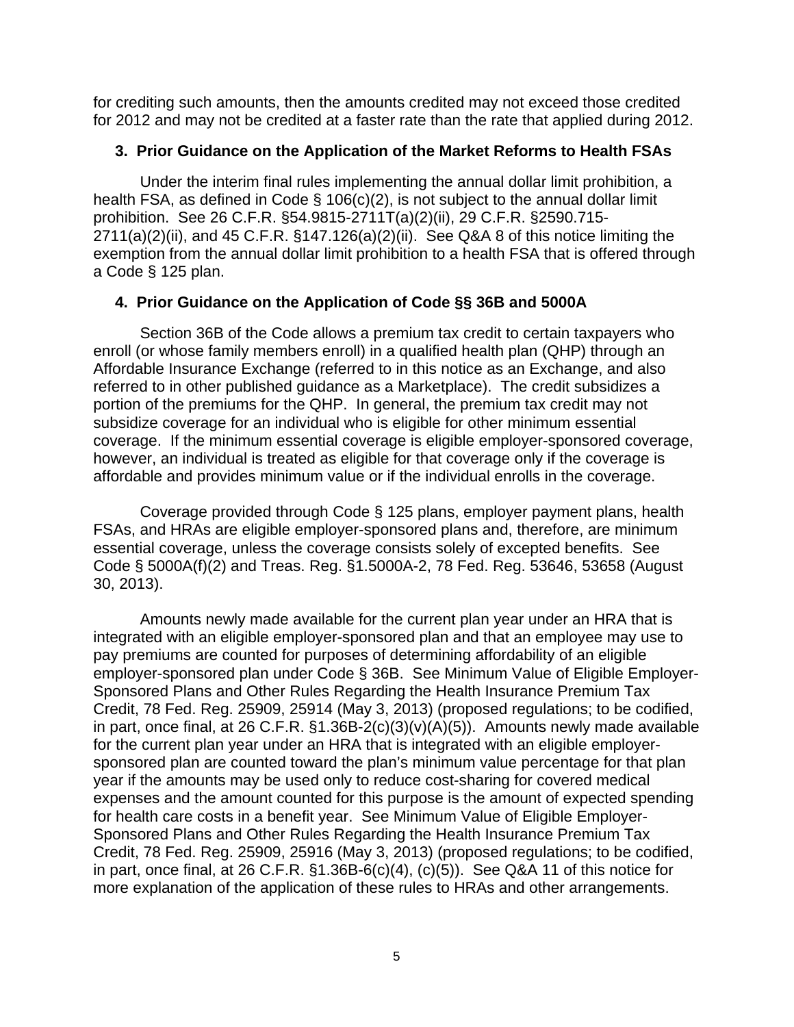for crediting such amounts, then the amounts credited may not exceed those credited for 2012 and may not be credited at a faster rate than the rate that applied during 2012.

### 3. Prior Guidance on the Application of the Market Reforms to Health FSAs

Under the interim final rules implementing the annual dollar limit prohibition, a health FSA, as defined in Code § 106(c)(2), is not subject to the annual dollar limit prohibition. See 26 C.F.R. §54.9815-2711T(a)(2)(ii), 29 C.F.R. §2590.715-2711(a)(2)(ii), and 45 C.F.R. §147.126(a)(2)(ii). See Q&A 8 of this notice limiting the exemption from the annual dollar limit prohibition to a health FSA that is offered through a Code § 125 plan.

### 4. Prior Guidance on the Application of Code §§ 36B and 5000A

Section 36B of the Code allows a premium tax credit to certain taxpayers who enroll (or whose family members enroll) in a qualified health plan (QHP) through an Affordable Insurance Exchange (referred to in this notice as an Exchange, and also referred to in other published guidance as a Marketplace). The credit subsidizes a portion of the premiums for the QHP. In general, the premium tax credit may not subsidize coverage for an individual who is eligible for other minimum essential coverage. If the minimum essential coverage is eligible employer-sponsored coverage, however, an individual is treated as eligible for that coverage only if the coverage is affordable and provides minimum value or if the individual enrolls in the coverage.

Coverage provided through Code § 125 plans, employer payment plans, health FSAs, and HRAs are eligible employer-sponsored plans and, therefore, are minimum essential coverage, unless the coverage consists solely of excepted benefits. See Code § 5000A(f)(2) and Treas. Reg. §1.5000A-2, 78 Fed. Reg. 53646, 53658 (August 30, 2013).

Amounts newly made available for the current plan year under an HRA that is integrated with an eligible employer-sponsored plan and that an employee may use to pay premiums are counted for purposes of determining affordability of an eligible employer-sponsored plan under Code § 36B. See Minimum Value of Eligible Employer-Sponsored Plans and Other Rules Regarding the Health Insurance Premium Tax Credit, 78 Fed. Reg. 25909, 25914 (May 3, 2013) (proposed regulations; to be codified, in part, once final, at 26 C.F.R. §1.36B-2(c)(3)(v)(A)(5)). Amounts newly made available for the current plan year under an HRA that is integrated with an eligible employer-sponsored plan are counted toward the plan's minimum value percentage for that plan year if the amounts may be used only to reduce cost-sharing for covered medical expenses and the amount counted for this purpose is the amount of expected spending for health care costs in a benefit year. See Minimum Value of Eligible Employer-Sponsored Plans and Other Rules Regarding the Health Insurance Premium Tax Credit, 78 Fed. Reg. 25909, 25916 (May 3, 2013) (proposed regulations; to be codified, in part, once final, at 26 C.F.R. §1.36B-6(c)(4), (c)(5)). See Q&A 11 of this notice for more explanation of the application of these rules to HRAs and other arrangements.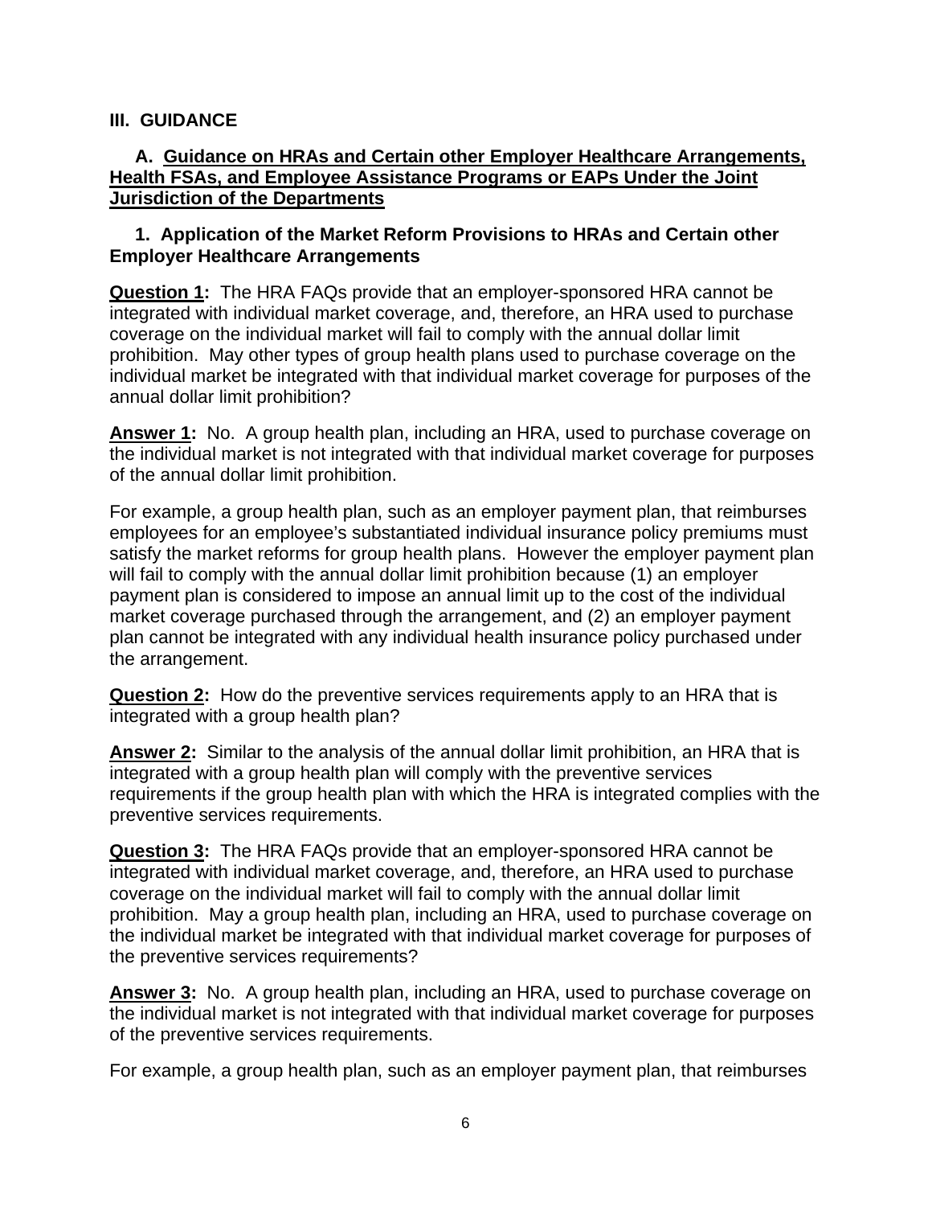## III. GUIDANCE

### A. Guidance on HRAs and Certain other Employer Healthcare Arrangements, Health FSAs, and Employee Assistance Programs or EAPs Under the Joint Jurisdiction of the Departments

#### 1. Application of the Market Reform Provisions to HRAs and Certain other Employer Healthcare Arrangements

**Question 1:** The HRA FAQs provide that an employer-sponsored HRA cannot be integrated with individual market coverage, and, therefore, an HRA used to purchase coverage on the individual market will fail to comply with the annual dollar limit prohibition. May other types of group health plans used to purchase coverage on the individual market be integrated with that individual market coverage for purposes of the annual dollar limit prohibition?

**Answer 1:** No. A group health plan, including an HRA, used to purchase coverage on the individual market is not integrated with that individual market coverage for purposes of the annual dollar limit prohibition.

For example, a group health plan, such as an employer payment plan, that reimburses employees for an employee's substantiated individual insurance policy premiums must satisfy the market reforms for group health plans. However the employer payment plan will fail to comply with the annual dollar limit prohibition because (1) an employer payment plan is considered to impose an annual limit up to the cost of the individual market coverage purchased through the arrangement, and (2) an employer payment plan cannot be integrated with any individual health insurance policy purchased under the arrangement.

**Question 2:** How do the preventive services requirements apply to an HRA that is integrated with a group health plan?

**Answer 2:** Similar to the analysis of the annual dollar limit prohibition, an HRA that is integrated with a group health plan will comply with the preventive services requirements if the group health plan with which the HRA is integrated complies with the preventive services requirements.

**Question 3:** The HRA FAQs provide that an employer-sponsored HRA cannot be integrated with individual market coverage, and, therefore, an HRA used to purchase coverage on the individual market will fail to comply with the annual dollar limit prohibition. May a group health plan, including an HRA, used to purchase coverage on the individual market be integrated with that individual market coverage for purposes of the preventive services requirements?

**Answer 3:** No. A group health plan, including an HRA, used to purchase coverage on the individual market is not integrated with that individual market coverage for purposes of the preventive services requirements.

For example, a group health plan, such as an employer payment plan, that reimburses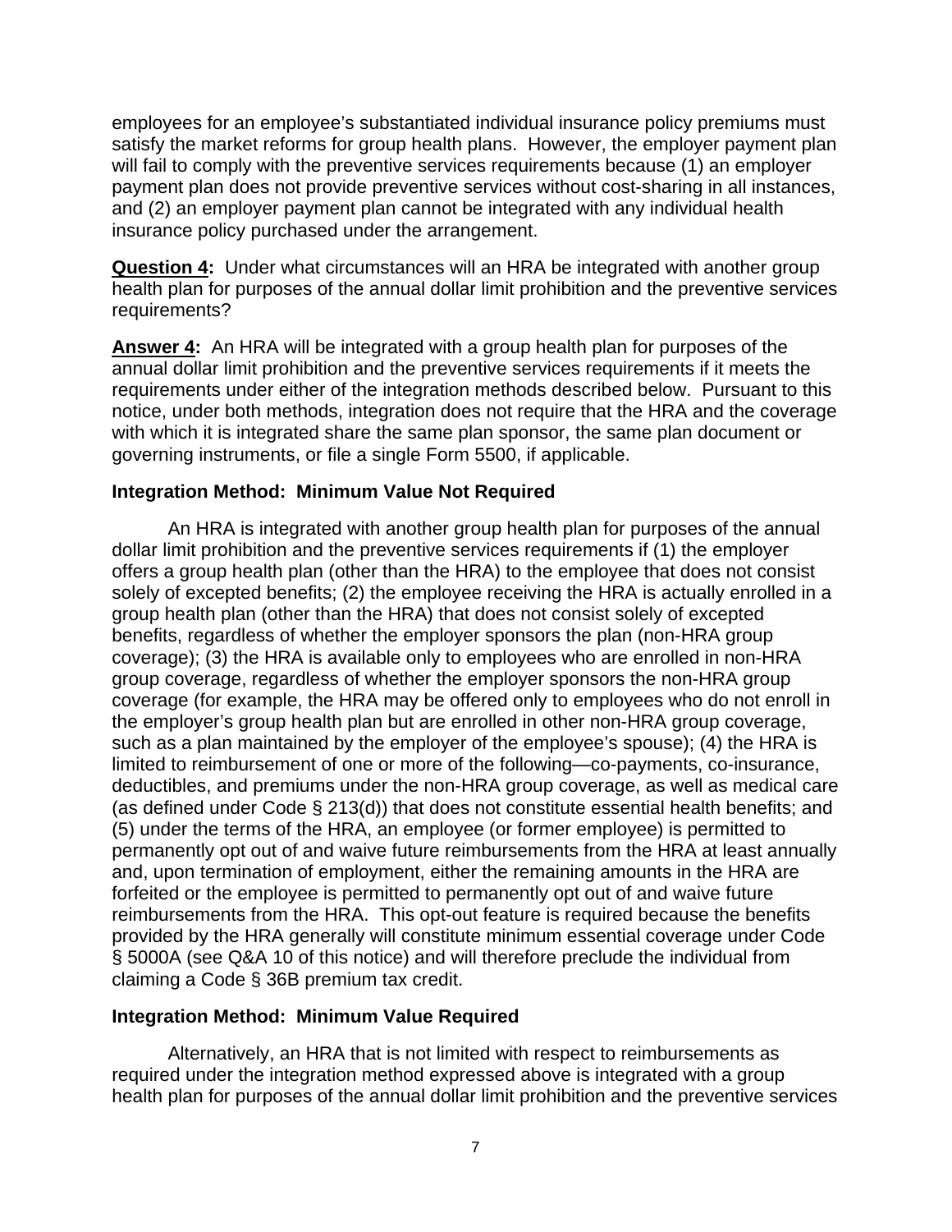employees for an employee's substantiated individual insurance policy premiums must satisfy the market reforms for group health plans. However, the employer payment plan will fail to comply with the preventive services requirements because (1) an employer payment plan does not provide preventive services without cost-sharing in all instances, and (2) an employer payment plan cannot be integrated with any individual health insurance policy purchased under the arrangement.

**Question 4:** Under what circumstances will an HRA be integrated with another group health plan for purposes of the annual dollar limit prohibition and the preventive services requirements?

**Answer 4:** An HRA will be integrated with a group health plan for purposes of the annual dollar limit prohibition and the preventive services requirements if it meets the requirements under either of the integration methods described below. Pursuant to this notice, under both methods, integration does not require that the HRA and the coverage with which it is integrated share the same plan sponsor, the same plan document or governing instruments, or file a single Form 5500, if applicable.

### Integration Method: Minimum Value Not Required

An HRA is integrated with another group health plan for purposes of the annual dollar limit prohibition and the preventive services requirements if (1) the employer offers a group health plan (other than the HRA) to the employee that does not consist solely of excepted benefits; (2) the employee receiving the HRA is actually enrolled in a group health plan (other than the HRA) that does not consist solely of excepted benefits, regardless of whether the employer sponsors the plan (non-HRA group coverage); (3) the HRA is available only to employees who are enrolled in non-HRA group coverage, regardless of whether the employer sponsors the non-HRA group coverage (for example, the HRA may be offered only to employees who do not enroll in the employer's group health plan but are enrolled in other non-HRA group coverage, such as a plan maintained by the employer of the employee's spouse); (4) the HRA is limited to reimbursement of one or more of the following—co-payments, co-insurance, deductibles, and premiums under the non-HRA group coverage, as well as medical care (as defined under Code § 213(d)) that does not constitute essential health benefits; and (5) under the terms of the HRA, an employee (or former employee) is permitted to permanently opt out of and waive future reimbursements from the HRA at least annually and, upon termination of employment, either the remaining amounts in the HRA are forfeited or the employee is permitted to permanently opt out of and waive future reimbursements from the HRA. This opt-out feature is required because the benefits provided by the HRA generally will constitute minimum essential coverage under Code § 5000A (see Q&A 10 of this notice) and will therefore preclude the individual from claiming a Code § 36B premium tax credit.

### Integration Method: Minimum Value Required

Alternatively, an HRA that is not limited with respect to reimbursements as required under the integration method expressed above is integrated with a group health plan for purposes of the annual dollar limit prohibition and the preventive services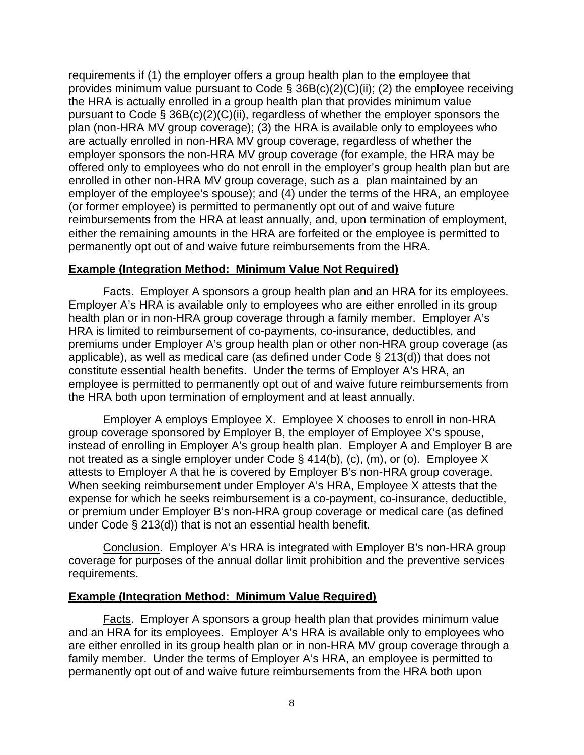requirements if (1) the employer offers a group health plan to the employee that provides minimum value pursuant to Code § 36B(c)(2)(C)(ii); (2) the employee receiving the HRA is actually enrolled in a group health plan that provides minimum value pursuant to Code § 36B(c)(2)(C)(ii), regardless of whether the employer sponsors the plan (non-HRA MV group coverage); (3) the HRA is available only to employees who are actually enrolled in non-HRA MV group coverage, regardless of whether the employer sponsors the non-HRA MV group coverage (for example, the HRA may be offered only to employees who do not enroll in the employer's group health plan but are enrolled in other non-HRA MV group coverage, such as a plan maintained by an employer of the employee's spouse); and (4) under the terms of the HRA, an employee (or former employee) is permitted to permanently opt out of and waive future reimbursements from the HRA at least annually, and, upon termination of employment, either the remaining amounts in the HRA are forfeited or the employee is permitted to permanently opt out of and waive future reimbursements from the HRA.

**Example (Integration Method: Minimum Value Not Required)**

Facts. Employer A sponsors a group health plan and an HRA for its employees. Employer A's HRA is available only to employees who are either enrolled in its group health plan or in non-HRA group coverage through a family member. Employer A's HRA is limited to reimbursement of co-payments, co-insurance, deductibles, and premiums under Employer A's group health plan or other non-HRA group coverage (as applicable), as well as medical care (as defined under Code § 213(d)) that does not constitute essential health benefits. Under the terms of Employer A's HRA, an employee is permitted to permanently opt out of and waive future reimbursements from the HRA both upon termination of employment and at least annually.

Employer A employs Employee X. Employee X chooses to enroll in non-HRA group coverage sponsored by Employer B, the employer of Employee X's spouse, instead of enrolling in Employer A's group health plan. Employer A and Employer B are not treated as a single employer under Code § 414(b), (c), (m), or (o). Employee X attests to Employer A that he is covered by Employer B's non-HRA group coverage. When seeking reimbursement under Employer A's HRA, Employee X attests that the expense for which he seeks reimbursement is a co-payment, co-insurance, deductible, or premium under Employer B's non-HRA group coverage or medical care (as defined under Code § 213(d)) that is not an essential health benefit.

Conclusion. Employer A's HRA is integrated with Employer B's non-HRA group coverage for purposes of the annual dollar limit prohibition and the preventive services requirements.

**Example (Integration Method: Minimum Value Required)**

Facts. Employer A sponsors a group health plan that provides minimum value and an HRA for its employees. Employer A's HRA is available only to employees who are either enrolled in its group health plan or in non-HRA MV group coverage through a family member. Under the terms of Employer A's HRA, an employee is permitted to permanently opt out of and waive future reimbursements from the HRA both upon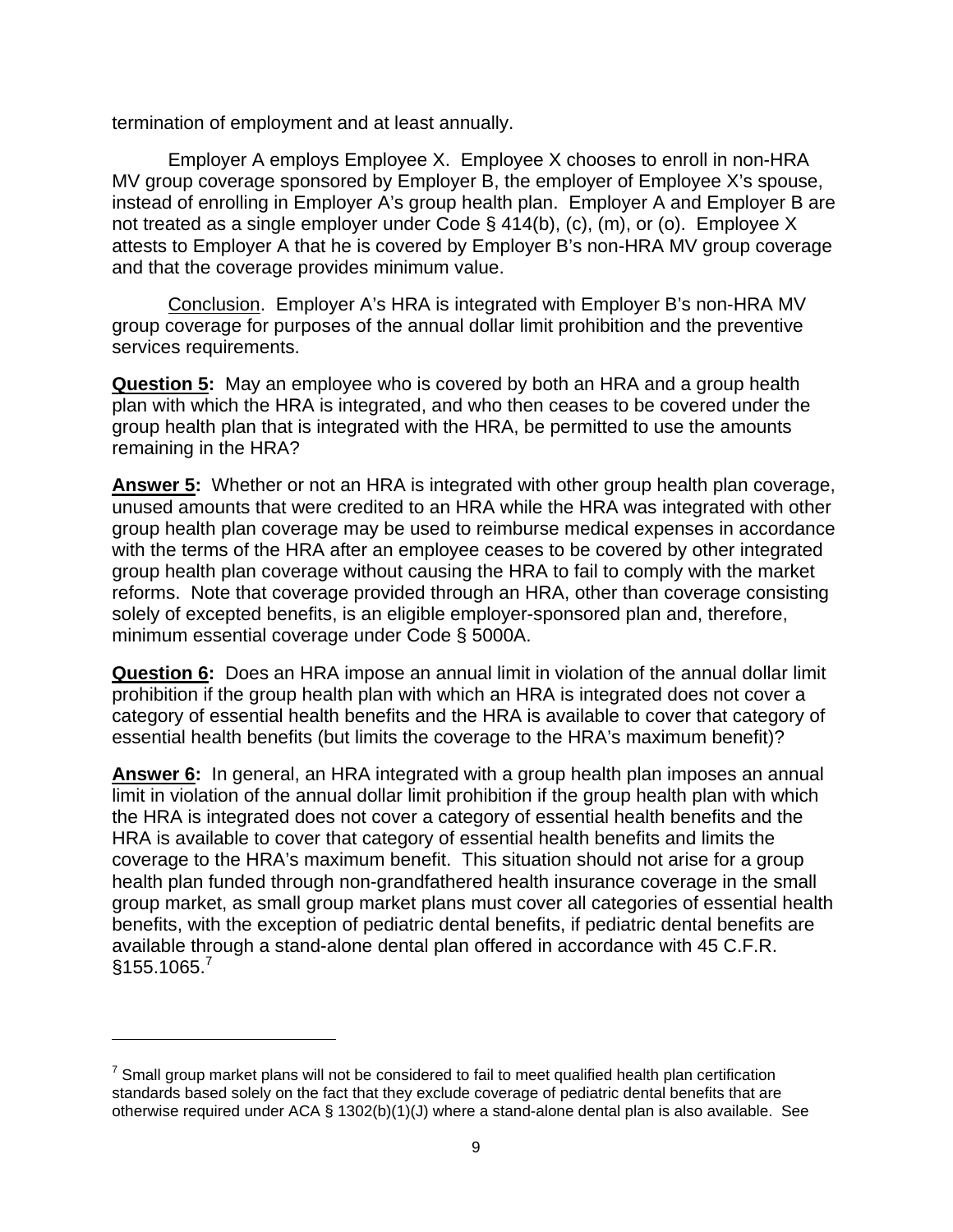termination of employment and at least annually.

Employer A employs Employee X. Employee X chooses to enroll in non-HRA MV group coverage sponsored by Employer B, the employer of Employee X's spouse, instead of enrolling in Employer A's group health plan. Employer A and Employer B are not treated as a single employer under Code § 414(b), (c), (m), or (o). Employee X attests to Employer A that he is covered by Employer B's non-HRA MV group coverage and that the coverage provides minimum value.

Conclusion. Employer A's HRA is integrated with Employer B's non-HRA MV group coverage for purposes of the annual dollar limit prohibition and the preventive services requirements.

**Question 5:** May an employee who is covered by both an HRA and a group health plan with which the HRA is integrated, and who then ceases to be covered under the group health plan that is integrated with the HRA, be permitted to use the amounts remaining in the HRA?

**Answer 5:** Whether or not an HRA is integrated with other group health plan coverage, unused amounts that were credited to an HRA while the HRA was integrated with other group health plan coverage may be used to reimburse medical expenses in accordance with the terms of the HRA after an employee ceases to be covered by other integrated group health plan coverage without causing the HRA to fail to comply with the market reforms. Note that coverage provided through an HRA, other than coverage consisting solely of excepted benefits, is an eligible employer-sponsored plan and, therefore, minimum essential coverage under Code § 5000A.

**Question 6:** Does an HRA impose an annual limit in violation of the annual dollar limit prohibition if the group health plan with which an HRA is integrated does not cover a category of essential health benefits and the HRA is available to cover that category of essential health benefits (but limits the coverage to the HRA's maximum benefit)?

**Answer 6:** In general, an HRA integrated with a group health plan imposes an annual limit in violation of the annual dollar limit prohibition if the group health plan with which the HRA is integrated does not cover a category of essential health benefits and the HRA is available to cover that category of essential health benefits and limits the coverage to the HRA's maximum benefit. This situation should not arise for a group health plan funded through non-grandfathered health insurance coverage in the small group market, as small group market plans must cover all categories of essential health benefits, with the exception of pediatric dental benefits, if pediatric dental benefits are available through a stand-alone dental plan offered in accordance with 45 C.F.R. §155.1065.[7]

---

[7] Small group market plans will not be considered to fail to meet qualified health plan certification standards based solely on the fact that they exclude coverage of pediatric dental benefits that are otherwise required under ACA § 1302(b)(1)(J) where a stand-alone dental plan is also available. See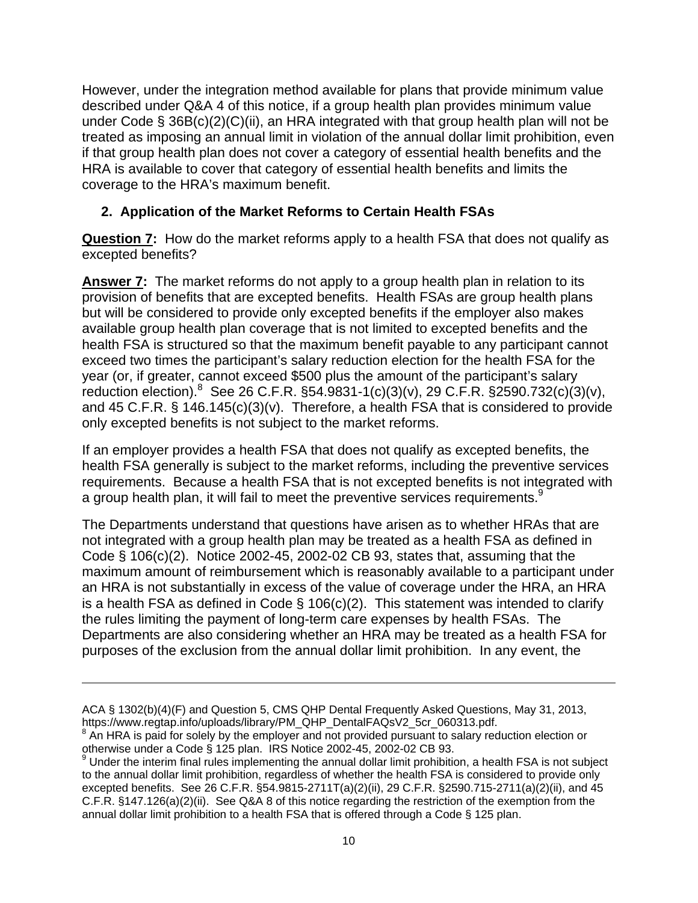However, under the integration method available for plans that provide minimum value described under Q&A 4 of this notice, if a group health plan provides minimum value under Code § 36B(c)(2)(C)(ii), an HRA integrated with that group health plan will not be treated as imposing an annual limit in violation of the annual dollar limit prohibition, even if that group health plan does not cover a category of essential health benefits and the HRA is available to cover that category of essential health benefits and limits the coverage to the HRA's maximum benefit.

## 2. Application of the Market Reforms to Certain Health FSAs

**Question 7:** How do the market reforms apply to a health FSA that does not qualify as excepted benefits?

**Answer 7:** The market reforms do not apply to a group health plan in relation to its provision of benefits that are excepted benefits. Health FSAs are group health plans but will be considered to provide only excepted benefits if the employer also makes available group health plan coverage that is not limited to excepted benefits and the health FSA is structured so that the maximum benefit payable to any participant cannot exceed two times the participant's salary reduction election for the health FSA for the year (or, if greater, cannot exceed $500 plus the amount of the participant's salary reduction election).[8] See 26 C.F.R. §54.9831-1(c)(3)(v), 29 C.F.R. §2590.732(c)(3)(v), and 45 C.F.R. § 146.145(c)(3)(v). Therefore, a health FSA that is considered to provide only excepted benefits is not subject to the market reforms.

If an employer provides a health FSA that does not qualify as excepted benefits, the health FSA generally is subject to the market reforms, including the preventive services requirements. Because a health FSA that is not excepted benefits is not integrated with a group health plan, it will fail to meet the preventive services requirements.[9]

The Departments understand that questions have arisen as to whether HRAs that are not integrated with a group health plan may be treated as a health FSA as defined in Code § 106(c)(2). Notice 2002-45, 2002-02 CB 93, states that, assuming that the maximum amount of reimbursement which is reasonably available to a participant under an HRA is not substantially in excess of the value of coverage under the HRA, an HRA is a health FSA as defined in Code § 106(c)(2). This statement was intended to clarify the rules limiting the payment of long-term care expenses by health FSAs. The Departments are also considering whether an HRA may be treated as a health FSA for purposes of the exclusion from the annual dollar limit prohibition. In any event, the

---

ACA § 1302(b)(4)(F) and Question 5, CMS QHP Dental Frequently Asked Questions, May 31, 2013, https://www.regtap.info/uploads/library/PM_QHP_DentalFAQsV2_5cr_060313.pdf.

[8] An HRA is paid for solely by the employer and not provided pursuant to salary reduction election or otherwise under a Code § 125 plan. IRS Notice 2002-45, 2002-02 CB 93.

[9] Under the interim final rules implementing the annual dollar limit prohibition, a health FSA is not subject to the annual dollar limit prohibition, regardless of whether the health FSA is considered to provide only excepted benefits. See 26 C.F.R. §54.9815-2711T(a)(2)(ii), 29 C.F.R. §2590.715-2711(a)(2)(ii), and 45 C.F.R. §147.126(a)(2)(ii). See Q&A 8 of this notice regarding the restriction of the exemption from the annual dollar limit prohibition to a health FSA that is offered through a Code § 125 plan.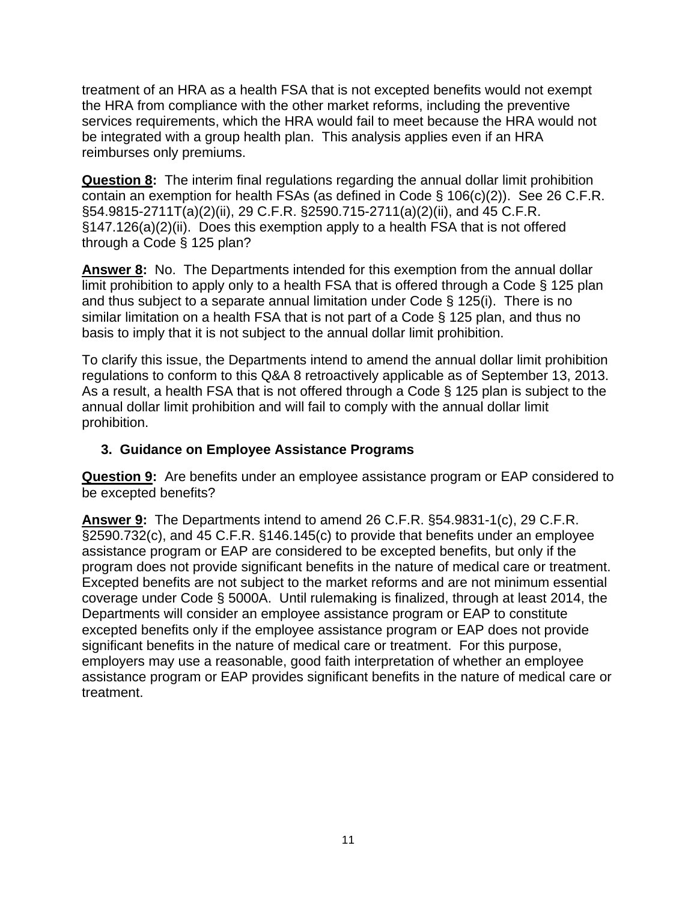treatment of an HRA as a health FSA that is not excepted benefits would not exempt the HRA from compliance with the other market reforms, including the preventive services requirements, which the HRA would fail to meet because the HRA would not be integrated with a group health plan. This analysis applies even if an HRA reimburses only premiums.

**Question 8:** The interim final regulations regarding the annual dollar limit prohibition contain an exemption for health FSAs (as defined in Code § 106(c)(2)). See 26 C.F.R. §54.9815-2711T(a)(2)(ii), 29 C.F.R. §2590.715-2711(a)(2)(ii), and 45 C.F.R. §147.126(a)(2)(ii). Does this exemption apply to a health FSA that is not offered through a Code § 125 plan?

**Answer 8:** No. The Departments intended for this exemption from the annual dollar limit prohibition to apply only to a health FSA that is offered through a Code § 125 plan and thus subject to a separate annual limitation under Code § 125(i). There is no similar limitation on a health FSA that is not part of a Code § 125 plan, and thus no basis to imply that it is not subject to the annual dollar limit prohibition.

To clarify this issue, the Departments intend to amend the annual dollar limit prohibition regulations to conform to this Q&A 8 retroactively applicable as of September 13, 2013. As a result, a health FSA that is not offered through a Code § 125 plan is subject to the annual dollar limit prohibition and will fail to comply with the annual dollar limit prohibition.

### 3. Guidance on Employee Assistance Programs

**Question 9:** Are benefits under an employee assistance program or EAP considered to be excepted benefits?

**Answer 9:** The Departments intend to amend 26 C.F.R. §54.9831-1(c), 29 C.F.R. §2590.732(c), and 45 C.F.R. §146.145(c) to provide that benefits under an employee assistance program or EAP are considered to be excepted benefits, but only if the program does not provide significant benefits in the nature of medical care or treatment. Excepted benefits are not subject to the market reforms and are not minimum essential coverage under Code § 5000A. Until rulemaking is finalized, through at least 2014, the Departments will consider an employee assistance program or EAP to constitute excepted benefits only if the employee assistance program or EAP does not provide significant benefits in the nature of medical care or treatment. For this purpose, employers may use a reasonable, good faith interpretation of whether an employee assistance program or EAP provides significant benefits in the nature of medical care or treatment.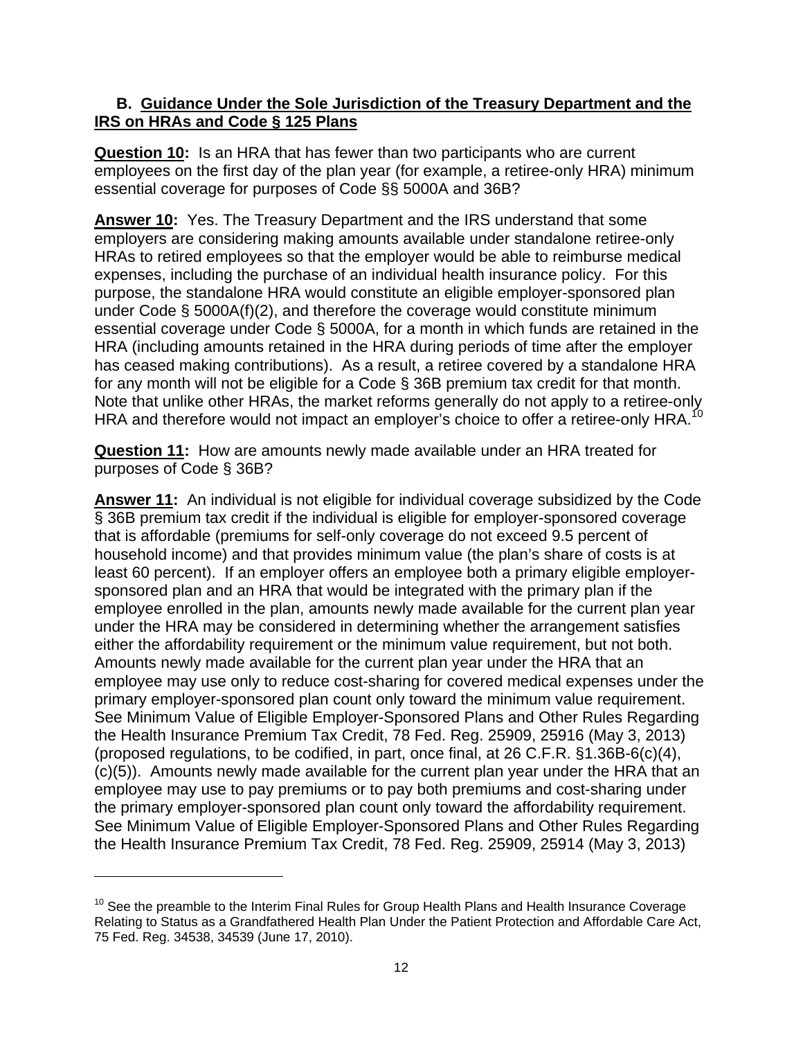### B. Guidance Under the Sole Jurisdiction of the Treasury Department and the IRS on HRAs and Code § 125 Plans

**Question 10:** Is an HRA that has fewer than two participants who are current employees on the first day of the plan year (for example, a retiree-only HRA) minimum essential coverage for purposes of Code §§ 5000A and 36B?

**Answer 10:** Yes. The Treasury Department and the IRS understand that some employers are considering making amounts available under standalone retiree-only HRAs to retired employees so that the employer would be able to reimburse medical expenses, including the purchase of an individual health insurance policy. For this purpose, the standalone HRA would constitute an eligible employer-sponsored plan under Code § 5000A(f)(2), and therefore the coverage would constitute minimum essential coverage under Code § 5000A, for a month in which funds are retained in the HRA (including amounts retained in the HRA during periods of time after the employer has ceased making contributions). As a result, a retiree covered by a standalone HRA for any month will not be eligible for a Code § 36B premium tax credit for that month. Note that unlike other HRAs, the market reforms generally do not apply to a retiree-only HRA and therefore would not impact an employer's choice to offer a retiree-only HRA.[10]

**Question 11:** How are amounts newly made available under an HRA treated for purposes of Code § 36B?

**Answer 11:** An individual is not eligible for individual coverage subsidized by the Code § 36B premium tax credit if the individual is eligible for employer-sponsored coverage that is affordable (premiums for self-only coverage do not exceed 9.5 percent of household income) and that provides minimum value (the plan's share of costs is at least 60 percent). If an employer offers an employee both a primary eligible employer-sponsored plan and an HRA that would be integrated with the primary plan if the employee enrolled in the plan, amounts newly made available for the current plan year under the HRA may be considered in determining whether the arrangement satisfies either the affordability requirement or the minimum value requirement, but not both. Amounts newly made available for the current plan year under the HRA that an employee may use only to reduce cost-sharing for covered medical expenses under the primary employer-sponsored plan count only toward the minimum value requirement. See Minimum Value of Eligible Employer-Sponsored Plans and Other Rules Regarding the Health Insurance Premium Tax Credit, 78 Fed. Reg. 25909, 25916 (May 3, 2013) (proposed regulations, to be codified, in part, once final, at 26 C.F.R. §1.36B-6(c)(4), (c)(5)). Amounts newly made available for the current plan year under the HRA that an employee may use to pay premiums or to pay both premiums and cost-sharing under the primary employer-sponsored plan count only toward the affordability requirement. See Minimum Value of Eligible Employer-Sponsored Plans and Other Rules Regarding the Health Insurance Premium Tax Credit, 78 Fed. Reg. 25909, 25914 (May 3, 2013)

---

[10] See the preamble to the Interim Final Rules for Group Health Plans and Health Insurance Coverage Relating to Status as a Grandfathered Health Plan Under the Patient Protection and Affordable Care Act, 75 Fed. Reg. 34538, 34539 (June 17, 2010).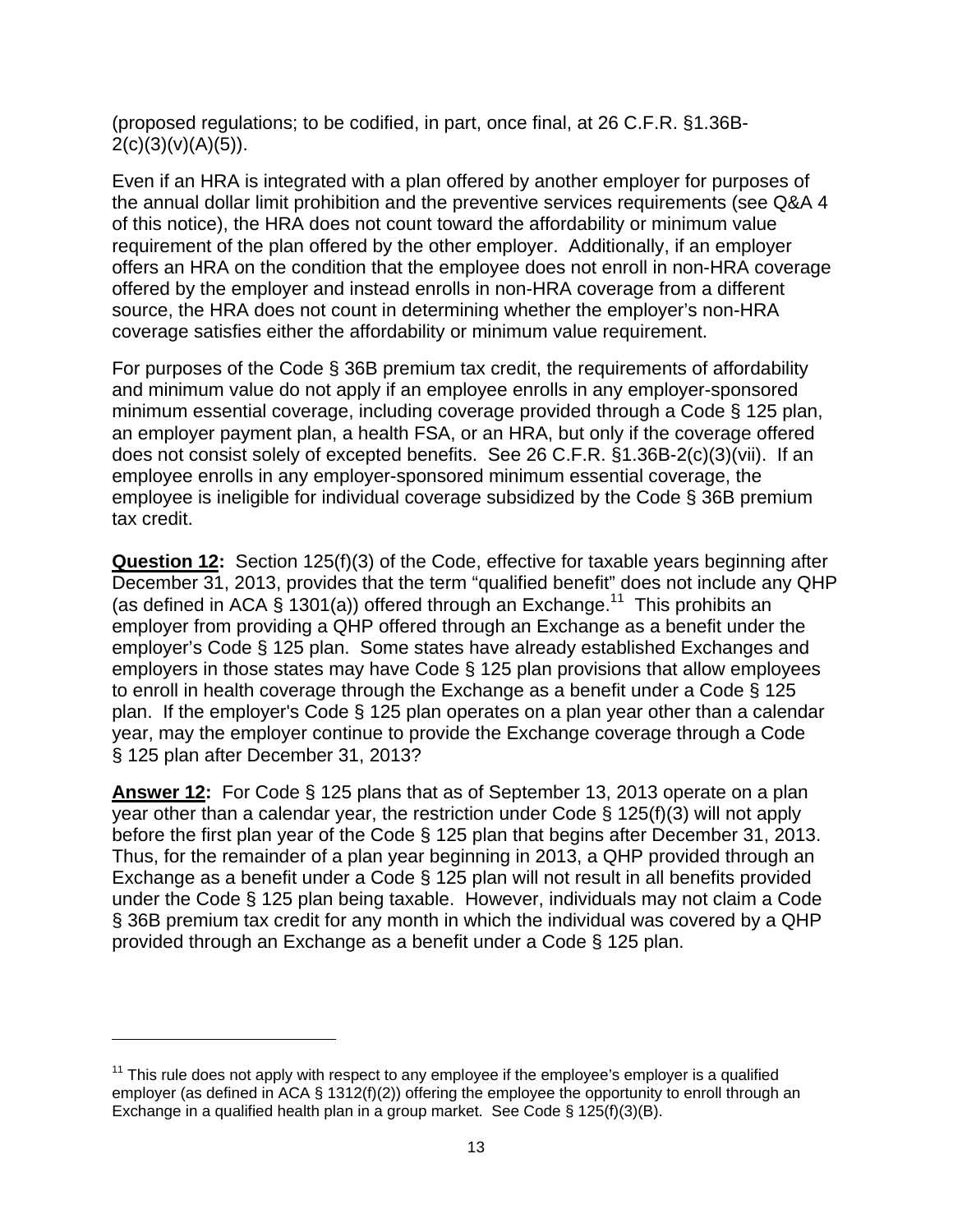(proposed regulations; to be codified, in part, once final, at 26 C.F.R. §1.36B-2(c)(3)(v)(A)(5)).

Even if an HRA is integrated with a plan offered by another employer for purposes of the annual dollar limit prohibition and the preventive services requirements (see Q&A 4 of this notice), the HRA does not count toward the affordability or minimum value requirement of the plan offered by the other employer. Additionally, if an employer offers an HRA on the condition that the employee does not enroll in non-HRA coverage offered by the employer and instead enrolls in non-HRA coverage from a different source, the HRA does not count in determining whether the employer's non-HRA coverage satisfies either the affordability or minimum value requirement.

For purposes of the Code § 36B premium tax credit, the requirements of affordability and minimum value do not apply if an employee enrolls in any employer-sponsored minimum essential coverage, including coverage provided through a Code § 125 plan, an employer payment plan, a health FSA, or an HRA, but only if the coverage offered does not consist solely of excepted benefits. See 26 C.F.R. §1.36B-2(c)(3)(vii). If an employee enrolls in any employer-sponsored minimum essential coverage, the employee is ineligible for individual coverage subsidized by the Code § 36B premium tax credit.

**Question 12:** Section 125(f)(3) of the Code, effective for taxable years beginning after December 31, 2013, provides that the term "qualified benefit" does not include any QHP (as defined in ACA § 1301(a)) offered through an Exchange.[11] This prohibits an employer from providing a QHP offered through an Exchange as a benefit under the employer's Code § 125 plan. Some states have already established Exchanges and employers in those states may have Code § 125 plan provisions that allow employees to enroll in health coverage through the Exchange as a benefit under a Code § 125 plan. If the employer's Code § 125 plan operates on a plan year other than a calendar year, may the employer continue to provide the Exchange coverage through a Code § 125 plan after December 31, 2013?

**Answer 12:** For Code § 125 plans that as of September 13, 2013 operate on a plan year other than a calendar year, the restriction under Code § 125(f)(3) will not apply before the first plan year of the Code § 125 plan that begins after December 31, 2013. Thus, for the remainder of a plan year beginning in 2013, a QHP provided through an Exchange as a benefit under a Code § 125 plan will not result in all benefits provided under the Code § 125 plan being taxable. However, individuals may not claim a Code § 36B premium tax credit for any month in which the individual was covered by a QHP provided through an Exchange as a benefit under a Code § 125 plan.

---

[11] This rule does not apply with respect to any employee if the employee's employer is a qualified employer (as defined in ACA § 1312(f)(2)) offering the employee the opportunity to enroll through an Exchange in a qualified health plan in a group market. See Code § 125(f)(3)(B).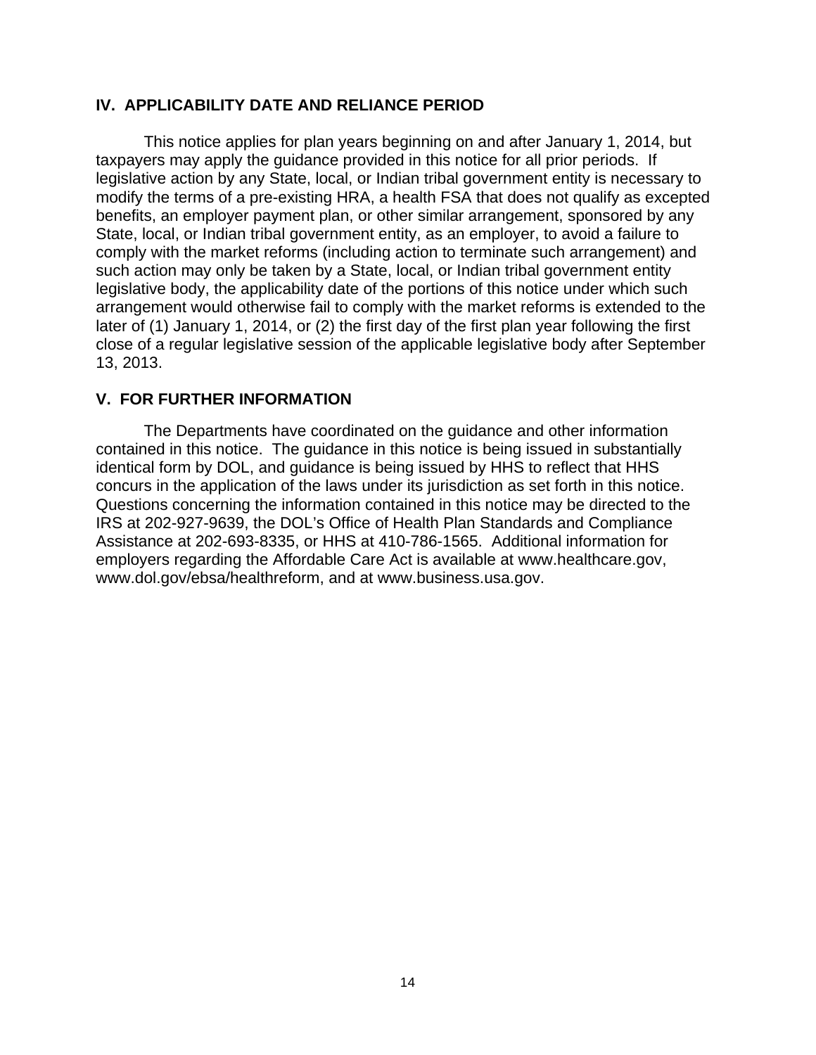## IV. APPLICABILITY DATE AND RELIANCE PERIOD

This notice applies for plan years beginning on and after January 1, 2014, but taxpayers may apply the guidance provided in this notice for all prior periods. If legislative action by any State, local, or Indian tribal government entity is necessary to modify the terms of a pre-existing HRA, a health FSA that does not qualify as excepted benefits, an employer payment plan, or other similar arrangement, sponsored by any State, local, or Indian tribal government entity, as an employer, to avoid a failure to comply with the market reforms (including action to terminate such arrangement) and such action may only be taken by a State, local, or Indian tribal government entity legislative body, the applicability date of the portions of this notice under which such arrangement would otherwise fail to comply with the market reforms is extended to the later of (1) January 1, 2014, or (2) the first day of the first plan year following the first close of a regular legislative session of the applicable legislative body after September 13, 2013.

## V. FOR FURTHER INFORMATION

The Departments have coordinated on the guidance and other information contained in this notice. The guidance in this notice is being issued in substantially identical form by DOL, and guidance is being issued by HHS to reflect that HHS concurs in the application of the laws under its jurisdiction as set forth in this notice. Questions concerning the information contained in this notice may be directed to the IRS at 202-927-9639, the DOL's Office of Health Plan Standards and Compliance Assistance at 202-693-8335, or HHS at 410-786-1565. Additional information for employers regarding the Affordable Care Act is available at www.healthcare.gov, www.dol.gov/ebsa/healthreform, and at www.business.usa.gov.